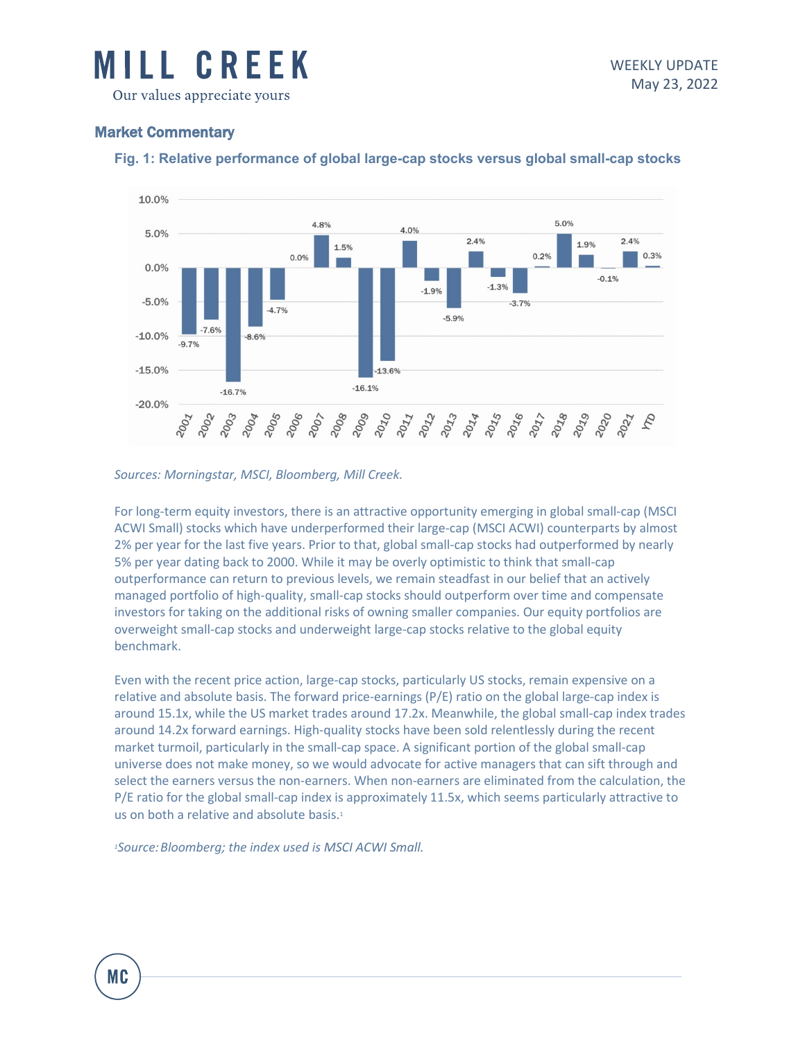# MILL CREEK

Our values appreciate yours

WEEKLY UPDATE
May 23, 2022

## Market Commentary

### Fig. 1: Relative performance of global large-cap stocks versus global small-cap stocks

| Year | Relative performance |
|---|---|
| 2001 | -9.7% |
| 2002 | -7.6% |
| 2003 | -16.7% |
| 2004 | -8.6% |
| 2005 | -4.7% |
| 2006 | 0.0% |
| 2007 | 4.8% |
| 2008 | 1.5% |
| 2009 | -16.1% |
| 2010 | -13.6% |
| 2011 | 4.0% |
| 2012 | -1.9% |
| 2013 | -5.9% |
| 2014 | 2.4% |
| 2015 | -1.3% |
| 2016 | -3.7% |
| 2017 | 0.2% |
| 2018 | 5.0% |
| 2019 | 1.9% |
| 2020 | -0.1% |
| 2021 | 2.4% |
| YTD | 0.3% |

*Sources: Morningstar, MSCI, Bloomberg, Mill Creek.*

For long-term equity investors, there is an attractive opportunity emerging in global small-cap (MSCI ACWI Small) stocks which have underperformed their large-cap (MSCI ACWI) counterparts by almost 2% per year for the last five years. Prior to that, global small-cap stocks had outperformed by nearly 5% per year dating back to 2000. While it may be overly optimistic to think that small-cap outperformance can return to previous levels, we remain steadfast in our belief that an actively managed portfolio of high-quality, small-cap stocks should outperform over time and compensate investors for taking on the additional risks of owning smaller companies. Our equity portfolios are overweight small-cap stocks and underweight large-cap stocks relative to the global equity benchmark.

Even with the recent price action, large-cap stocks, particularly US stocks, remain expensive on a relative and absolute basis. The forward price-earnings (P/E) ratio on the global large-cap index is around 15.1x, while the US market trades around 17.2x. Meanwhile, the global small-cap index trades around 14.2x forward earnings. High-quality stocks have been sold relentlessly during the recent market turmoil, particularly in the small-cap space. A significant portion of the global small-cap universe does not make money, so we would advocate for active managers that can sift through and select the earners versus the non-earners. When non-earners are eliminated from the calculation, the P/E ratio for the global small-cap index is approximately 11.5x, which seems particularly attractive to us on both a relative and absolute basis.[1]

[1]*Source: Bloomberg; the index used is MSCI ACWI Small.*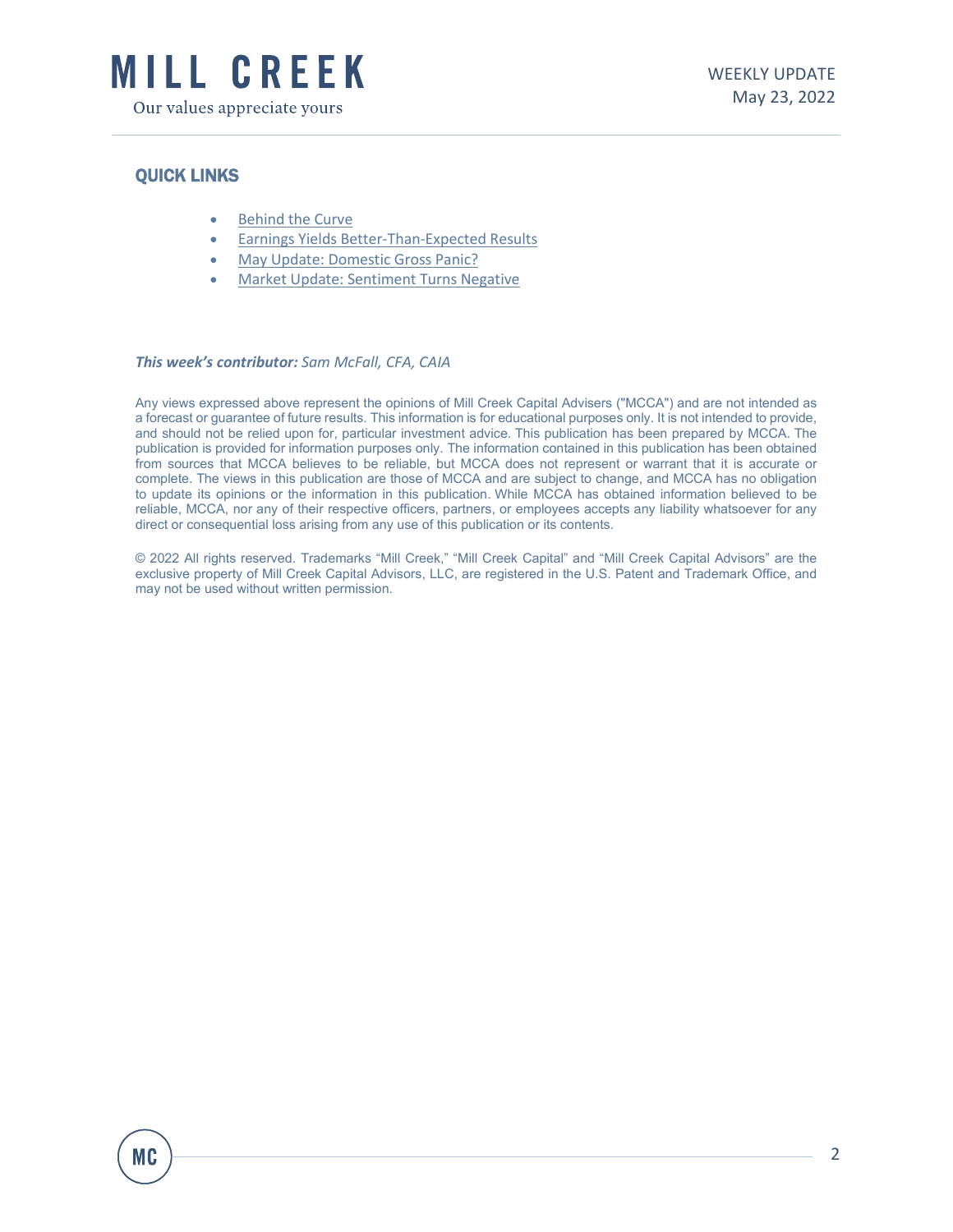## QUICK LINKS

- Behind the Curve
- Earnings Yields Better-Than-Expected Results
- May Update: Domestic Gross Panic?
- Market Update: Sentiment Turns Negative

***This week's contributor:*** *Sam McFall, CFA, CAIA*

Any views expressed above represent the opinions of Mill Creek Capital Advisers ("MCCA") and are not intended as a forecast or guarantee of future results. This information is for educational purposes only. It is not intended to provide, and should not be relied upon for, particular investment advice. This publication has been prepared by MCCA. The publication is provided for information purposes only. The information contained in this publication has been obtained from sources that MCCA believes to be reliable, but MCCA does not represent or warrant that it is accurate or complete. The views in this publication are those of MCCA and are subject to change, and MCCA has no obligation to update its opinions or the information in this publication. While MCCA has obtained information believed to be reliable, MCCA, nor any of their respective officers, partners, or employees accepts any liability whatsoever for any direct or consequential loss arising from any use of this publication or its contents.

© 2022 All rights reserved. Trademarks "Mill Creek," "Mill Creek Capital" and "Mill Creek Capital Advisors" are the exclusive property of Mill Creek Capital Advisors, LLC, are registered in the U.S. Patent and Trademark Office, and may not be used without written permission.